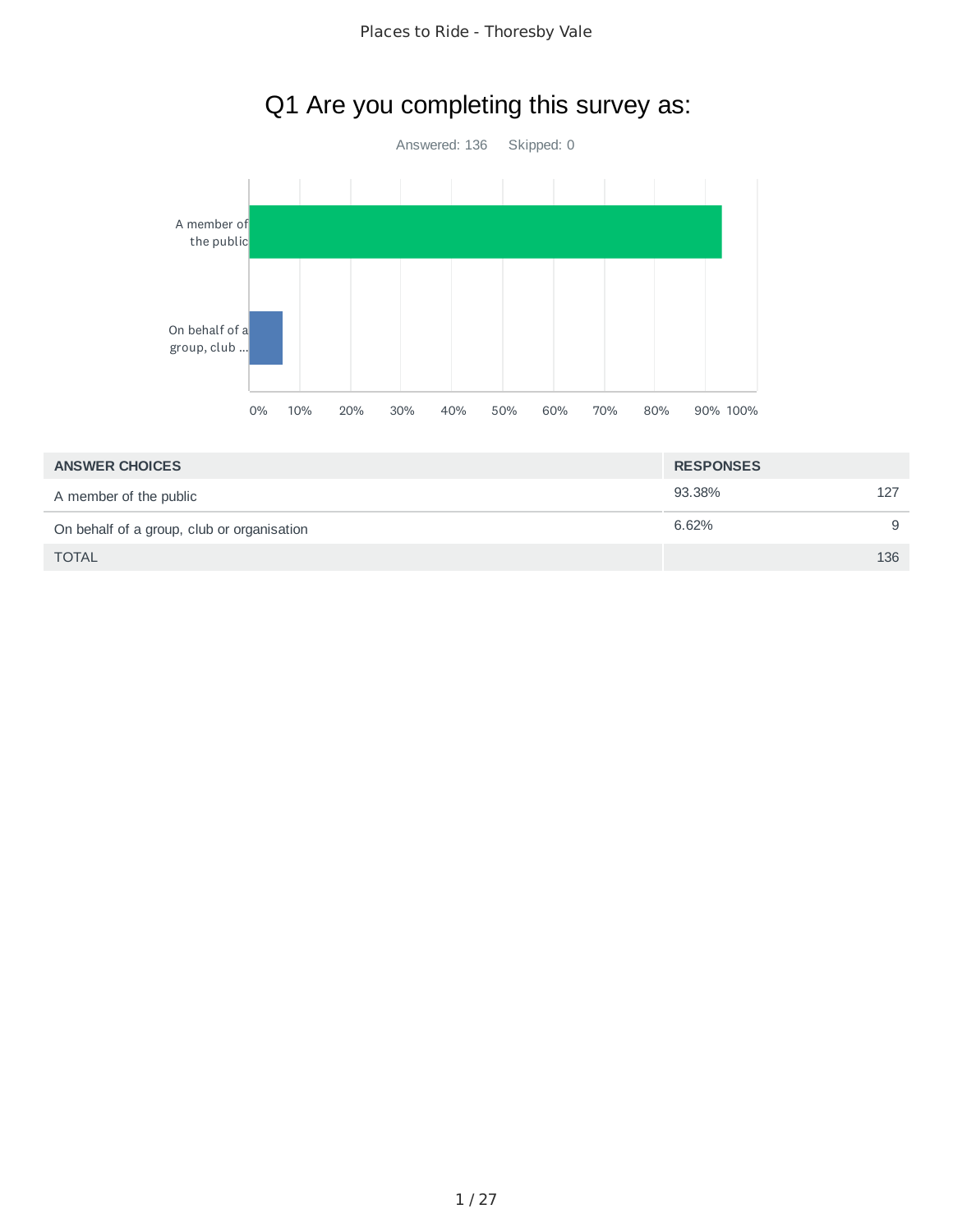# Q1 Are you completing this survey as:

Answered: 136 Skipped: 0

| ANSWER CHOICES | RESPONSES | |
|---|---|---|
| A member of the public | 93.38% | 127 |
| On behalf of a group, club or organisation | 6.62% | 9 |
| TOTAL | | 136 |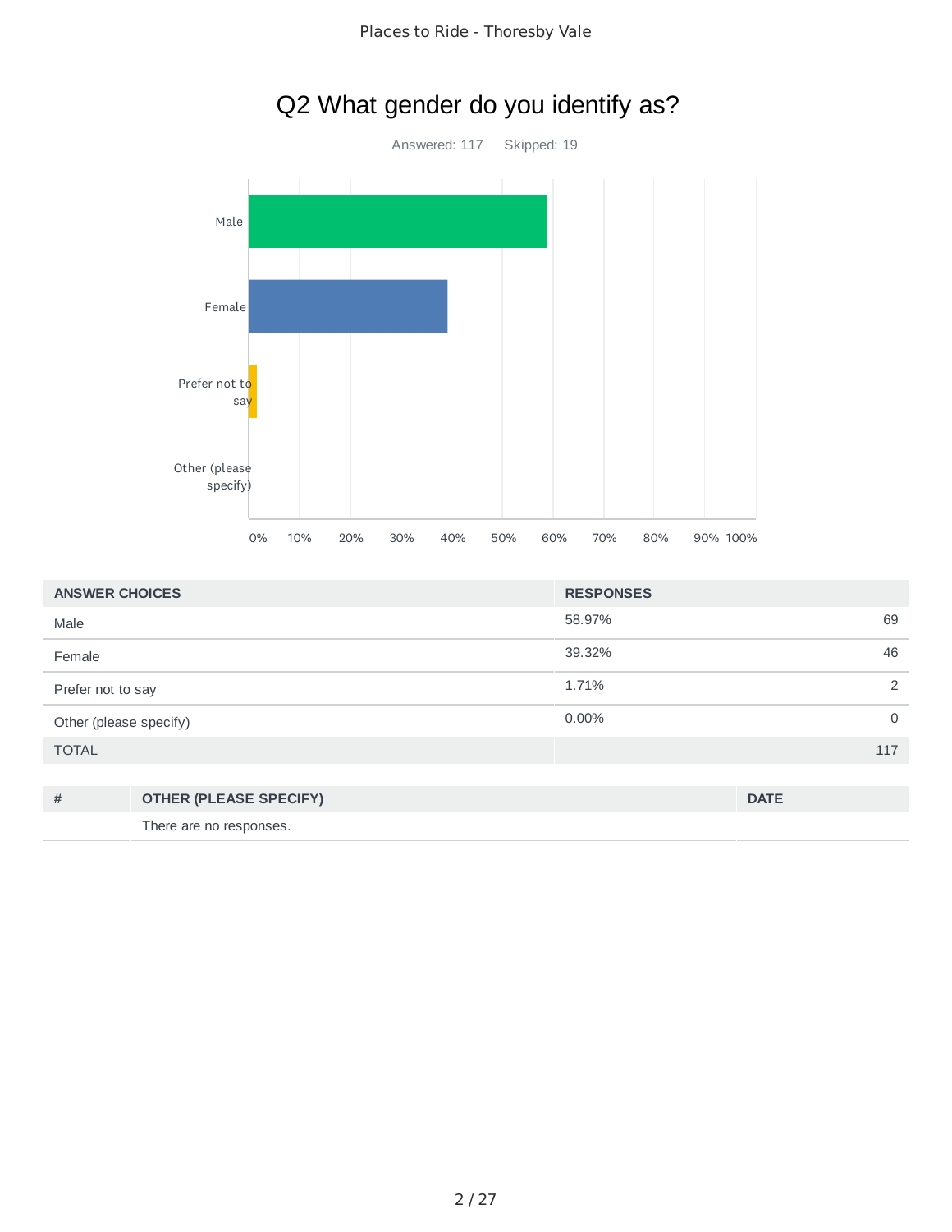# Q2 What gender do you identify as?

Answered: 117    Skipped: 19

| ANSWER CHOICES | RESPONSES | |
|---|---|---|
| Male | 58.97% | 69 |
| Female | 39.32% | 46 |
| Prefer not to say | 1.71% | 2 |
| Other (please specify) | 0.00% | 0 |
| TOTAL | | 117 |

| # | OTHER (PLEASE SPECIFY) | DATE |
|---|---|---|
| | There are no responses. | |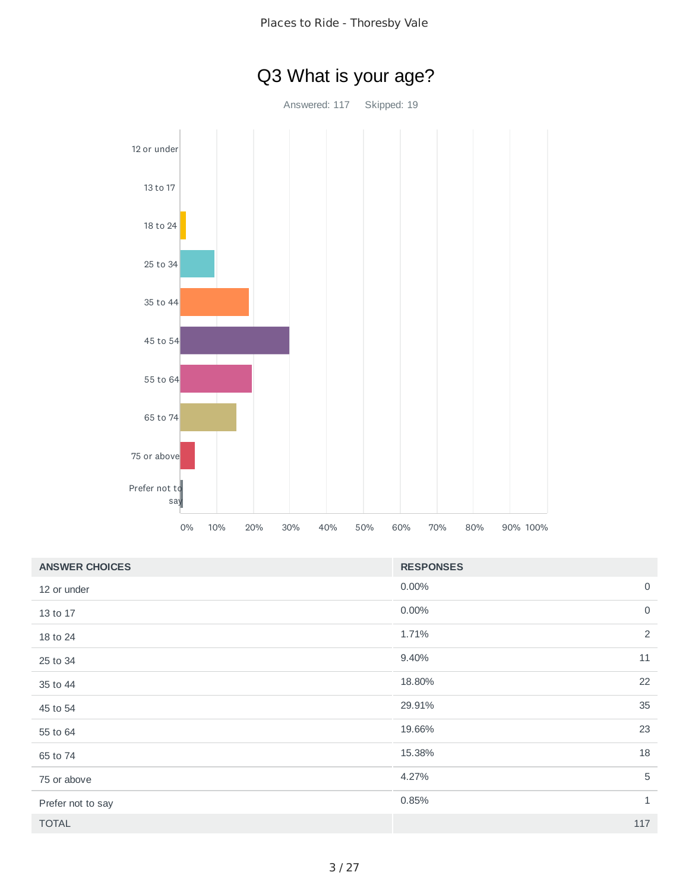# Q3 What is your age?

Answered: 117 Skipped: 19

| ANSWER CHOICES | RESPONSES | |
|---|---|---|
| 12 or under | 0.00% | 0 |
| 13 to 17 | 0.00% | 0 |
| 18 to 24 | 1.71% | 2 |
| 25 to 34 | 9.40% | 11 |
| 35 to 44 | 18.80% | 22 |
| 45 to 54 | 29.91% | 35 |
| 55 to 64 | 19.66% | 23 |
| 65 to 74 | 15.38% | 18 |
| 75 or above | 4.27% | 5 |
| Prefer not to say | 0.85% | 1 |
| TOTAL | | 117 |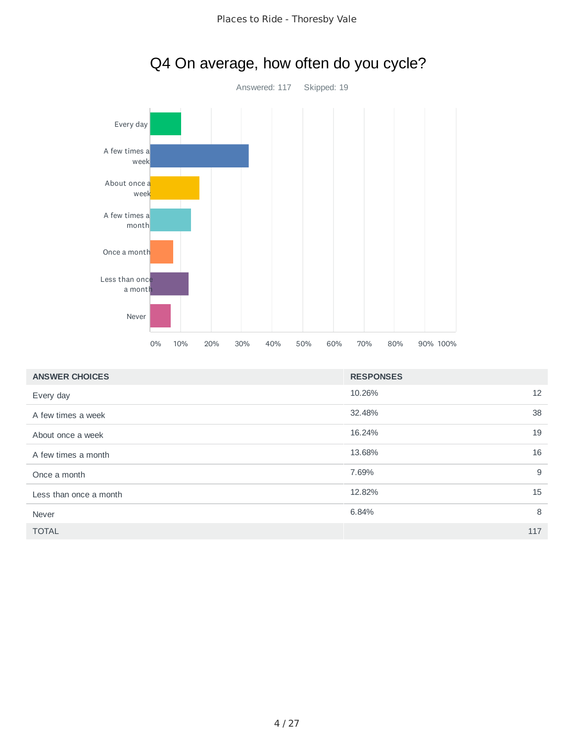# Q4 On average, how often do you cycle?

Answered: 117 Skipped: 19

| ANSWER CHOICES | RESPONSES | |
|---|---|---|
| Every day | 10.26% | 12 |
| A few times a week | 32.48% | 38 |
| About once a week | 16.24% | 19 |
| A few times a month | 13.68% | 16 |
| Once a month | 7.69% | 9 |
| Less than once a month | 12.82% | 15 |
| Never | 6.84% | 8 |
| TOTAL | | 117 |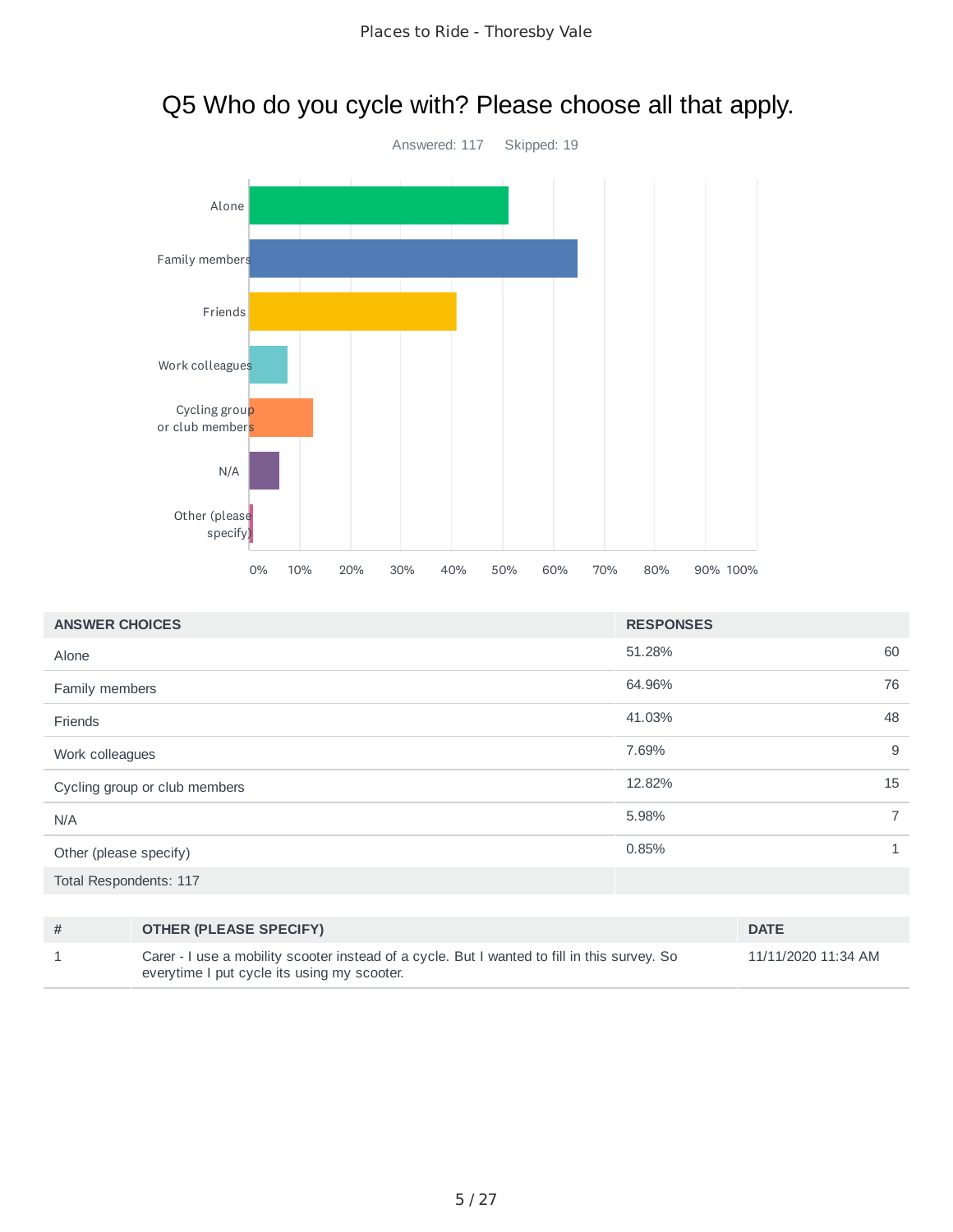# Q5 Who do you cycle with? Please choose all that apply.

Answered: 117 Skipped: 19

| ANSWER CHOICES | RESPONSES | |
|---|---|---|
| Alone | 51.28% | 60 |
| Family members | 64.96% | 76 |
| Friends | 41.03% | 48 |
| Work colleagues | 7.69% | 9 |
| Cycling group or club members | 12.82% | 15 |
| N/A | 5.98% | 7 |
| Other (please specify) | 0.85% | 1 |
| Total Respondents: 117 | | |

| # | OTHER (PLEASE SPECIFY) | DATE |
|---|---|---|
| 1 | Carer - I use a mobility scooter instead of a cycle. But I wanted to fill in this survey. So everytime I put cycle its using my scooter. | 11/11/2020 11:34 AM |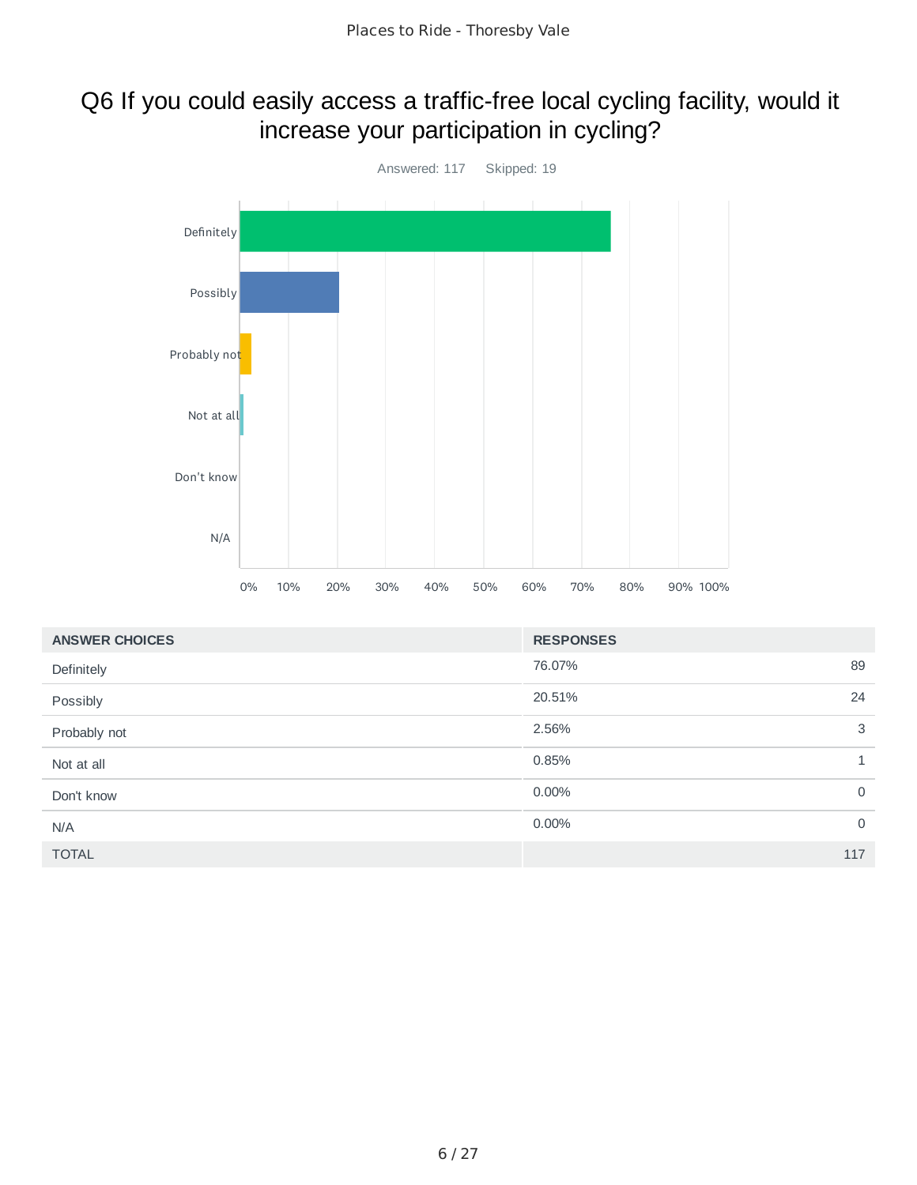# Q6 If you could easily access a traffic-free local cycling facility, would it increase your participation in cycling?

Answered: 117 Skipped: 19

| ANSWER CHOICES | RESPONSES | |
|---|---|---|
| Definitely | 76.07% | 89 |
| Possibly | 20.51% | 24 |
| Probably not | 2.56% | 3 |
| Not at all | 0.85% | 1 |
| Don't know | 0.00% | 0 |
| N/A | 0.00% | 0 |
| TOTAL | | 117 |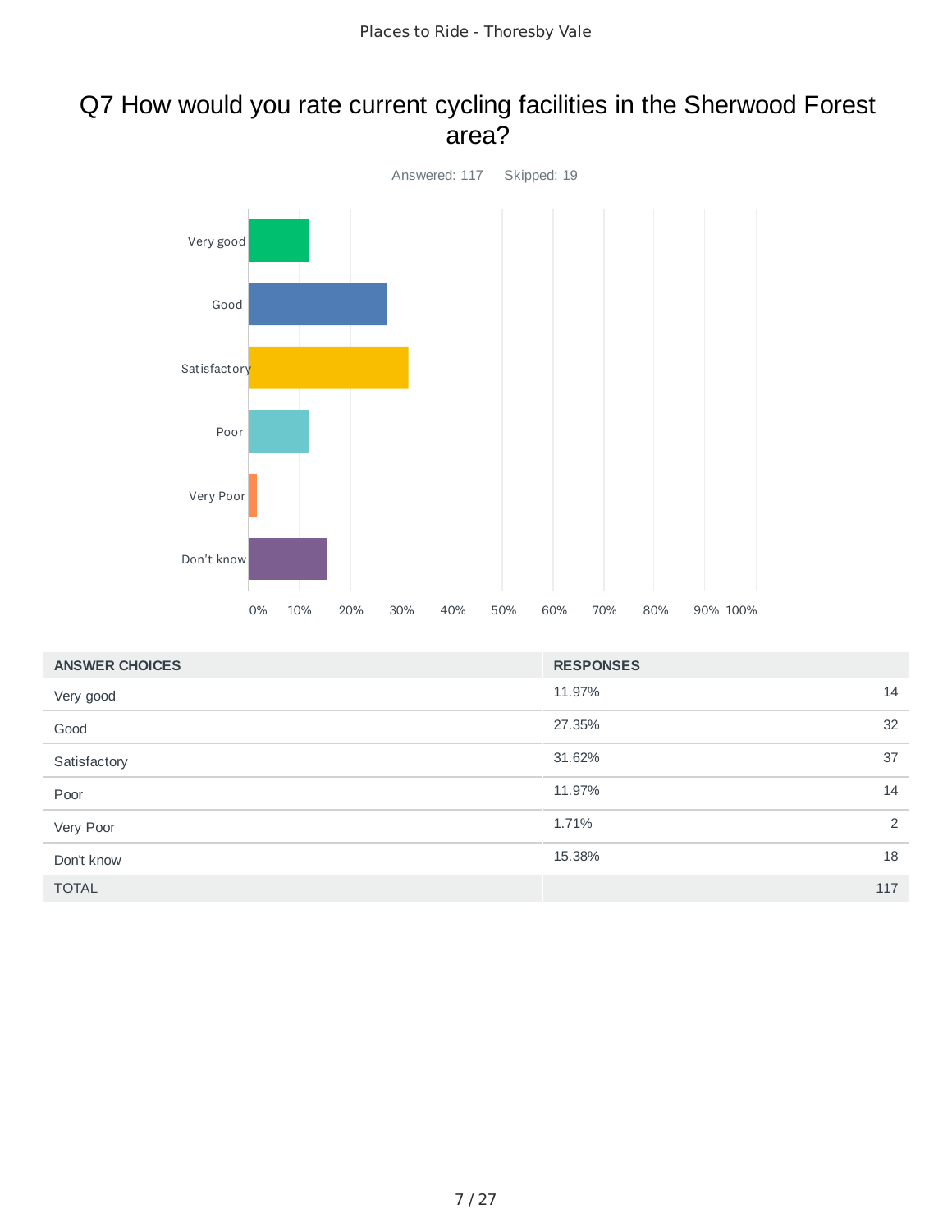# Q7 How would you rate current cycling facilities in the Sherwood Forest area?

Answered: 117    Skipped: 19

| ANSWER CHOICES | RESPONSES | |
|---|---|---|
| Very good | 11.97% | 14 |
| Good | 27.35% | 32 |
| Satisfactory | 31.62% | 37 |
| Poor | 11.97% | 14 |
| Very Poor | 1.71% | 2 |
| Don't know | 15.38% | 18 |
| TOTAL | | 117 |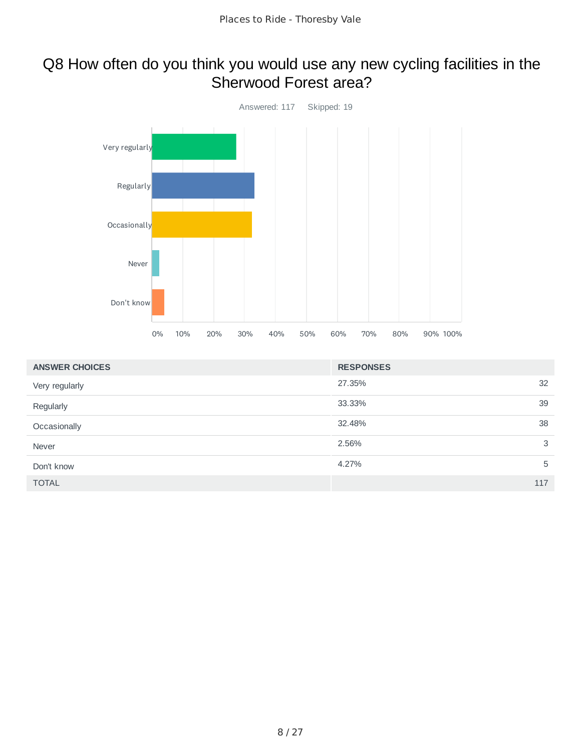# Q8 How often do you think you would use any new cycling facilities in the Sherwood Forest area?

Answered: 117 Skipped: 19

| ANSWER CHOICES | RESPONSES | |
|---|---|---|
| Very regularly | 27.35% | 32 |
| Regularly | 33.33% | 39 |
| Occasionally | 32.48% | 38 |
| Never | 2.56% | 3 |
| Don't know | 4.27% | 5 |
| TOTAL | | 117 |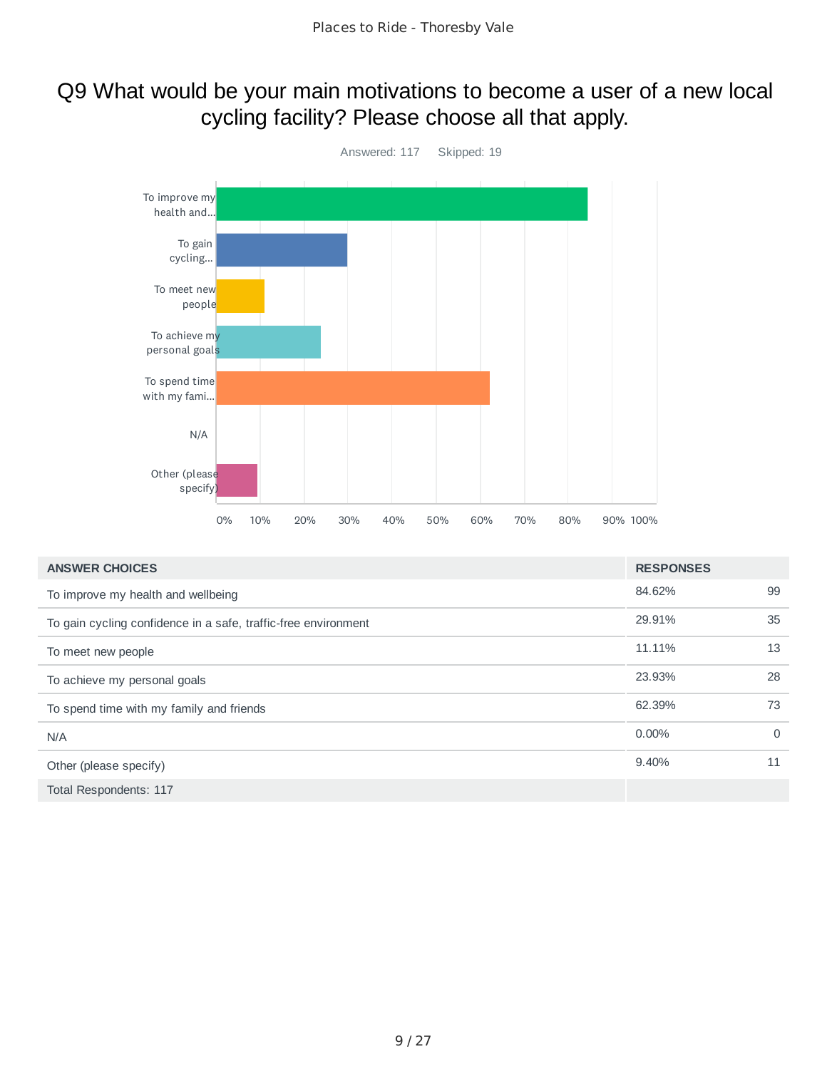# Q9 What would be your main motivations to become a user of a new local cycling facility? Please choose all that apply.

Answered: 117 Skipped: 19

| ANSWER CHOICES | RESPONSES | |
|---|---|---|
| To improve my health and wellbeing | 84.62% | 99 |
| To gain cycling confidence in a safe, traffic-free environment | 29.91% | 35 |
| To meet new people | 11.11% | 13 |
| To achieve my personal goals | 23.93% | 28 |
| To spend time with my family and friends | 62.39% | 73 |
| N/A | 0.00% | 0 |
| Other (please specify) | 9.40% | 11 |
| Total Respondents: 117 | | |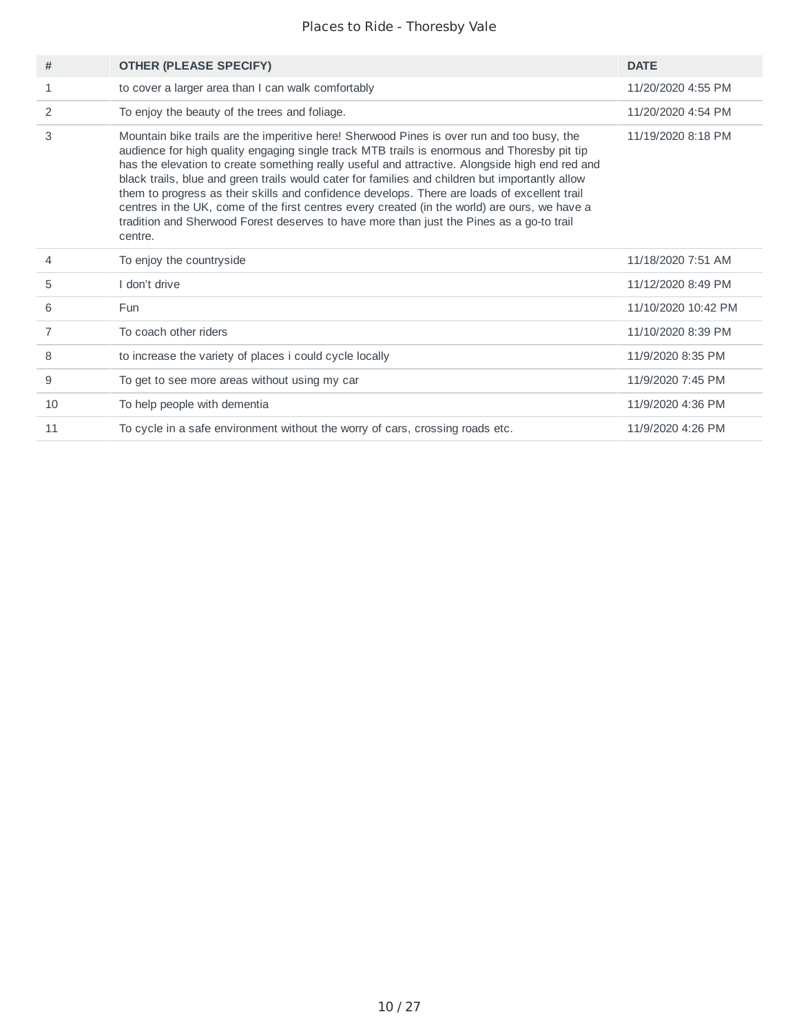| # | OTHER (PLEASE SPECIFY) | DATE |
|---|---|---|
| 1 | to cover a larger area than I can walk comfortably | 11/20/2020 4:55 PM |
| 2 | To enjoy the beauty of the trees and foliage. | 11/20/2020 4:54 PM |
| 3 | Mountain bike trails are the imperitive here! Sherwood Pines is over run and too busy, the audience for high quality engaging single track MTB trails is enormous and Thoresby pit tip has the elevation to create something really useful and attractive. Alongside high end red and black trails, blue and green trails would cater for families and children but importantly allow them to progress as their skills and confidence develops. There are loads of excellent trail centres in the UK, come of the first centres every created (in the world) are ours, we have a tradition and Sherwood Forest deserves to have more than just the Pines as a go-to trail centre. | 11/19/2020 8:18 PM |
| 4 | To enjoy the countryside | 11/18/2020 7:51 AM |
| 5 | I don't drive | 11/12/2020 8:49 PM |
| 6 | Fun | 11/10/2020 10:42 PM |
| 7 | To coach other riders | 11/10/2020 8:39 PM |
| 8 | to increase the variety of places i could cycle locally | 11/9/2020 8:35 PM |
| 9 | To get to see more areas without using my car | 11/9/2020 7:45 PM |
| 10 | To help people with dementia | 11/9/2020 4:36 PM |
| 11 | To cycle in a safe environment without the worry of cars, crossing roads etc. | 11/9/2020 4:26 PM |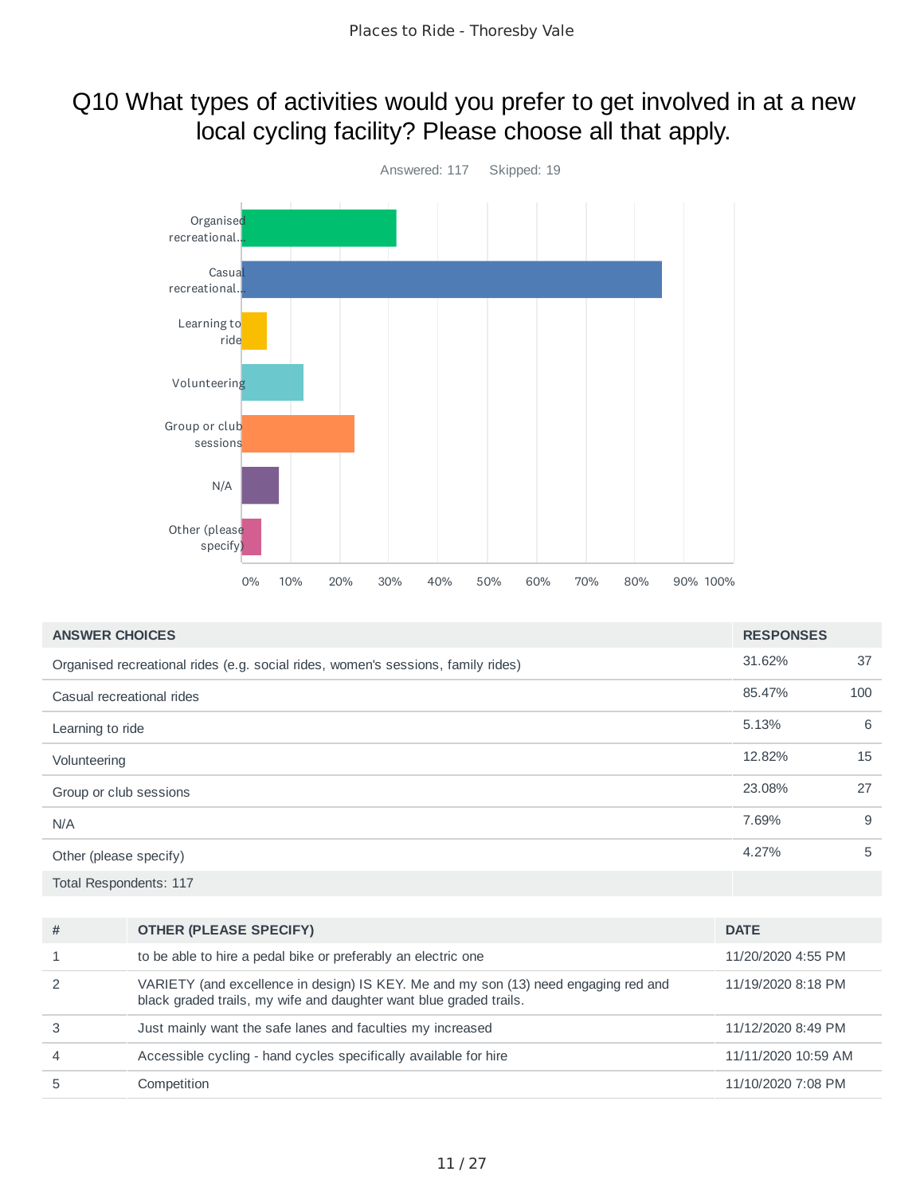# Q10 What types of activities would you prefer to get involved in at a new local cycling facility? Please choose all that apply.

Answered: 117 Skipped: 19

| ANSWER CHOICES | RESPONSES | |
|---|---|---|
| Organised recreational rides (e.g. social rides, women's sessions, family rides) | 31.62% | 37 |
| Casual recreational rides | 85.47% | 100 |
| Learning to ride | 5.13% | 6 |
| Volunteering | 12.82% | 15 |
| Group or club sessions | 23.08% | 27 |
| N/A | 7.69% | 9 |
| Other (please specify) | 4.27% | 5 |
| Total Respondents: 117 | | |

| # | OTHER (PLEASE SPECIFY) | DATE |
|---|---|---|
| 1 | to be able to hire a pedal bike or preferably an electric one | 11/20/2020 4:55 PM |
| 2 | VARIETY (and excellence in design) IS KEY. Me and my son (13) need engaging red and black graded trails, my wife and daughter want blue graded trails. | 11/19/2020 8:18 PM |
| 3 | Just mainly want the safe lanes and faculties my increased | 11/12/2020 8:49 PM |
| 4 | Accessible cycling - hand cycles specifically available for hire | 11/11/2020 10:59 AM |
| 5 | Competition | 11/10/2020 7:08 PM |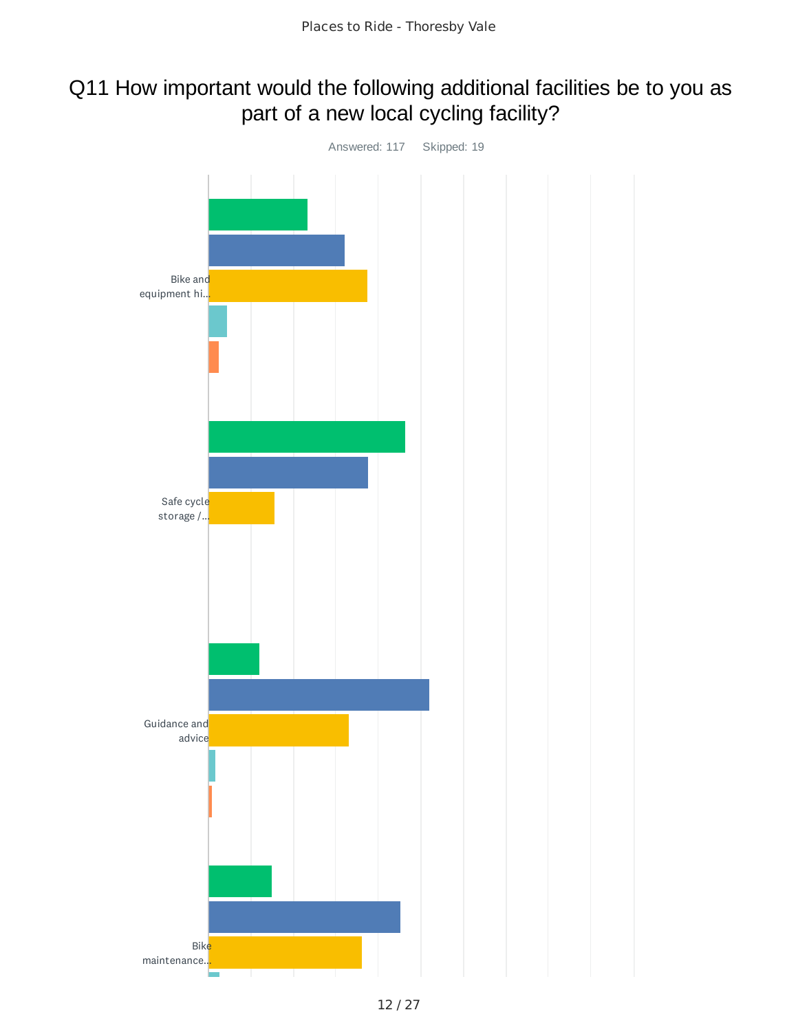# Q11 How important would the following additional facilities be to you as part of a new local cycling facility?

Answered: 117 Skipped: 19

Bike and equipment hi...

Safe cycle storage /...

Guidance and advice

Bike maintenance...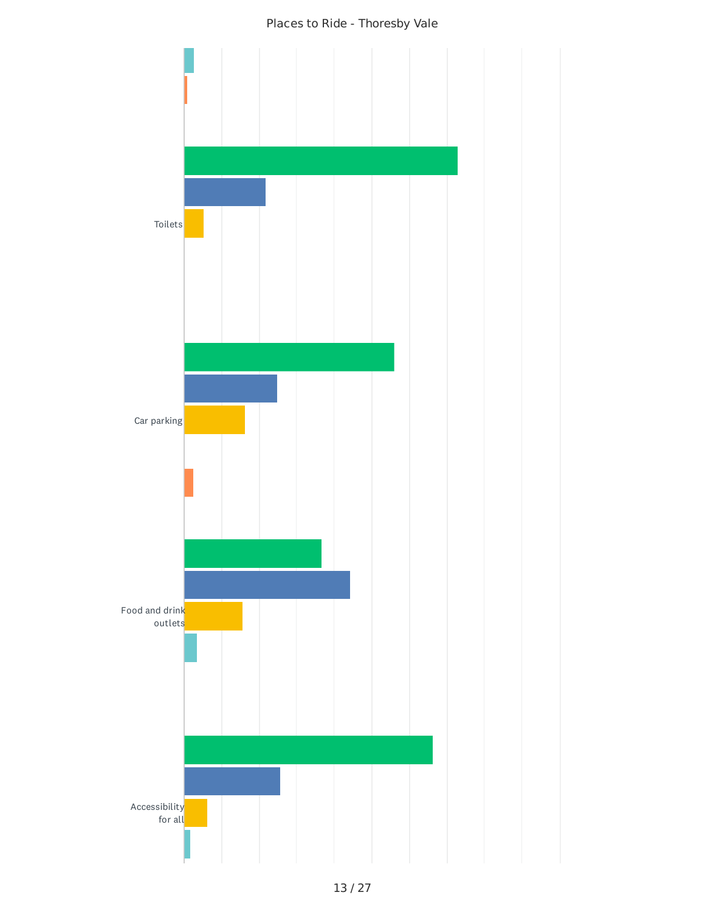Places to Ride - Thoresby Vale

Toilets

Car parking

Food and drink outlets

Accessibility for all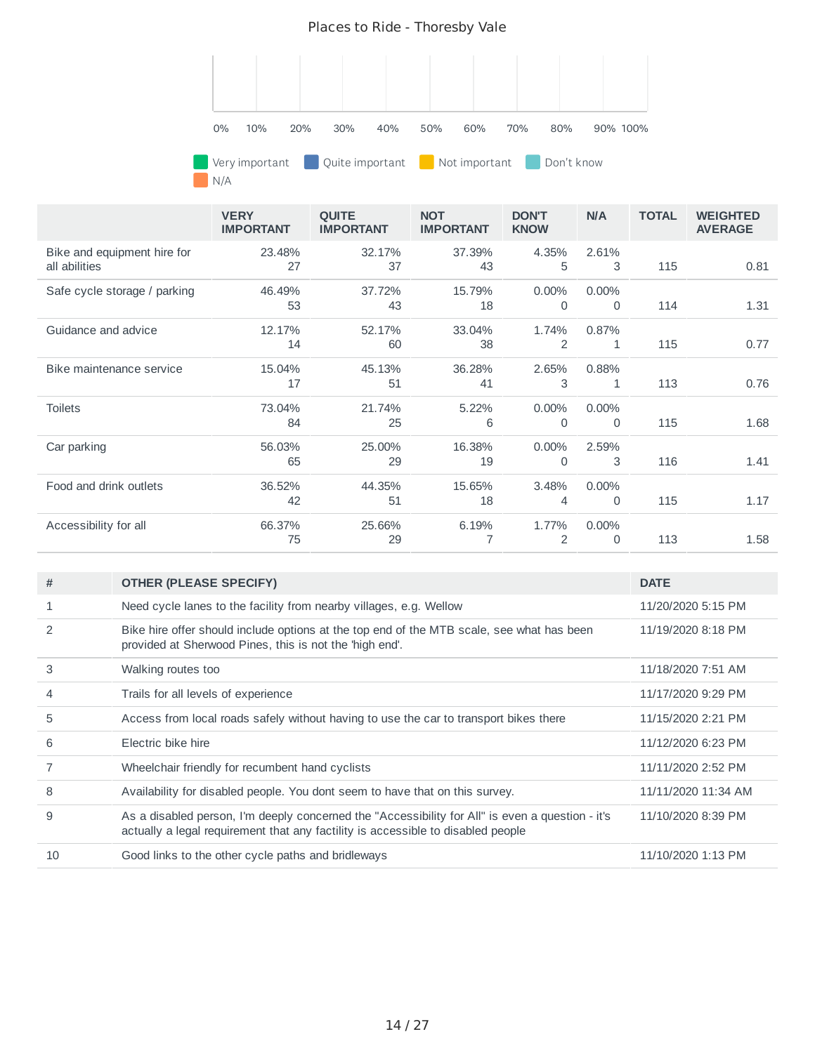## Places to Ride - Thoresby Vale

0% 10% 20% 30% 40% 50% 60% 70% 80% 90% 100%

Very important | Quite important | Not important | Don't know | N/A

| | VERY IMPORTANT | QUITE IMPORTANT | NOT IMPORTANT | DON'T KNOW | N/A | TOTAL | WEIGHTED AVERAGE |
|---|---|---|---|---|---|---|---|
| Bike and equipment hire for all abilities | 23.48% 27 | 32.17% 37 | 37.39% 43 | 4.35% 5 | 2.61% 3 | 115 | 0.81 |
| Safe cycle storage / parking | 46.49% 53 | 37.72% 43 | 15.79% 18 | 0.00% 0 | 0.00% 0 | 114 | 1.31 |
| Guidance and advice | 12.17% 14 | 52.17% 60 | 33.04% 38 | 1.74% 2 | 0.87% 1 | 115 | 0.77 |
| Bike maintenance service | 15.04% 17 | 45.13% 51 | 36.28% 41 | 2.65% 3 | 0.88% 1 | 113 | 0.76 |
| Toilets | 73.04% 84 | 21.74% 25 | 5.22% 6 | 0.00% 0 | 0.00% 0 | 115 | 1.68 |
| Car parking | 56.03% 65 | 25.00% 29 | 16.38% 19 | 0.00% 0 | 2.59% 3 | 116 | 1.41 |
| Food and drink outlets | 36.52% 42 | 44.35% 51 | 15.65% 18 | 3.48% 4 | 0.00% 0 | 115 | 1.17 |
| Accessibility for all | 66.37% 75 | 25.66% 29 | 6.19% 7 | 1.77% 2 | 0.00% 0 | 113 | 1.58 |

| # | OTHER (PLEASE SPECIFY) | DATE |
|---|---|---|
| 1 | Need cycle lanes to the facility from nearby villages, e.g. Wellow | 11/20/2020 5:15 PM |
| 2 | Bike hire offer should include options at the top end of the MTB scale, see what has been provided at Sherwood Pines, this is not the 'high end'. | 11/19/2020 8:18 PM |
| 3 | Walking routes too | 11/18/2020 7:51 AM |
| 4 | Trails for all levels of experience | 11/17/2020 9:29 PM |
| 5 | Access from local roads safely without having to use the car to transport bikes there | 11/15/2020 2:21 PM |
| 6 | Electric bike hire | 11/12/2020 6:23 PM |
| 7 | Wheelchair friendly for recumbent hand cyclists | 11/11/2020 2:52 PM |
| 8 | Availability for disabled people. You dont seem to have that on this survey. | 11/11/2020 11:34 AM |
| 9 | As a disabled person, I'm deeply concerned the "Accessibility for All" is even a question - it's actually a legal requirement that any factility is accessible to disabled people | 11/10/2020 8:39 PM |
| 10 | Good links to the other cycle paths and bridleways | 11/10/2020 1:13 PM |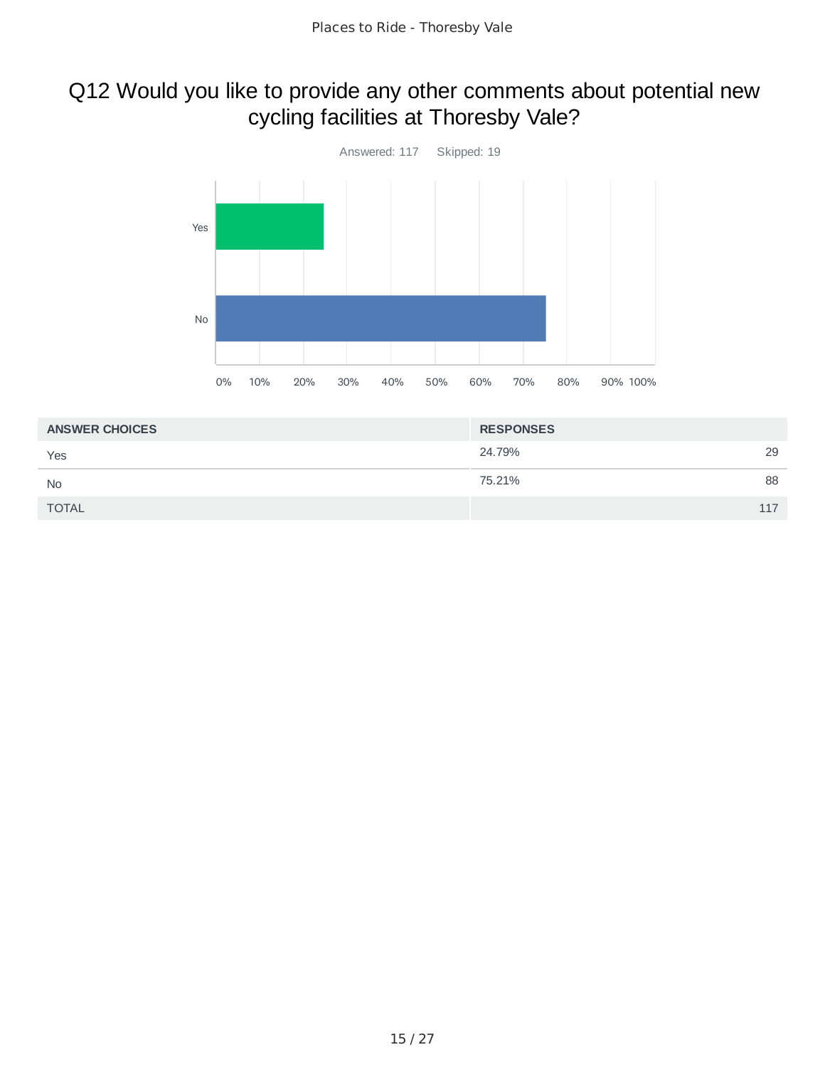## Q12 Would you like to provide any other comments about potential new cycling facilities at Thoresby Vale?

Answered: 117 Skipped: 19

| ANSWER CHOICES | RESPONSES | |
|---|---|---|
| Yes | 24.79% | 29 |
| No | 75.21% | 88 |
| TOTAL | | 117 |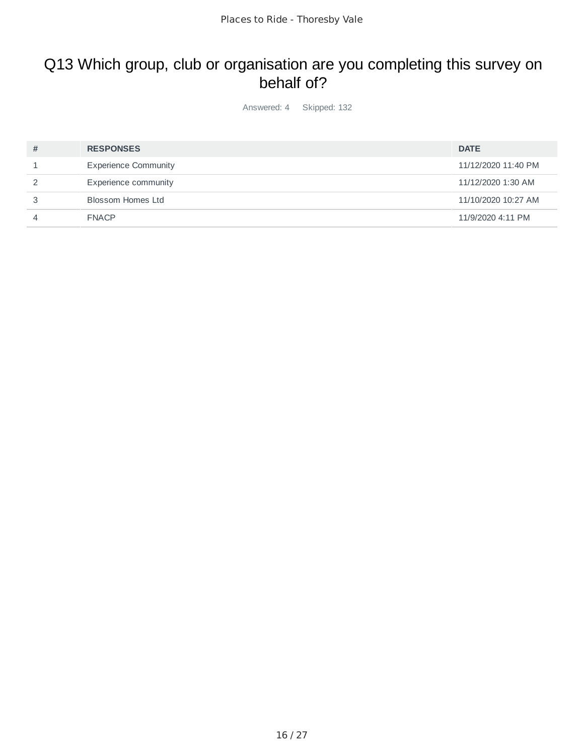## Q13 Which group, club or organisation are you completing this survey on behalf of?

Answered: 4 Skipped: 132

| # | RESPONSES | DATE |
|---|---|---|
| 1 | Experience Community | 11/12/2020 11:40 PM |
| 2 | Experience community | 11/12/2020 1:30 AM |
| 3 | Blossom Homes Ltd | 11/10/2020 10:27 AM |
| 4 | FNACP | 11/9/2020 4:11 PM |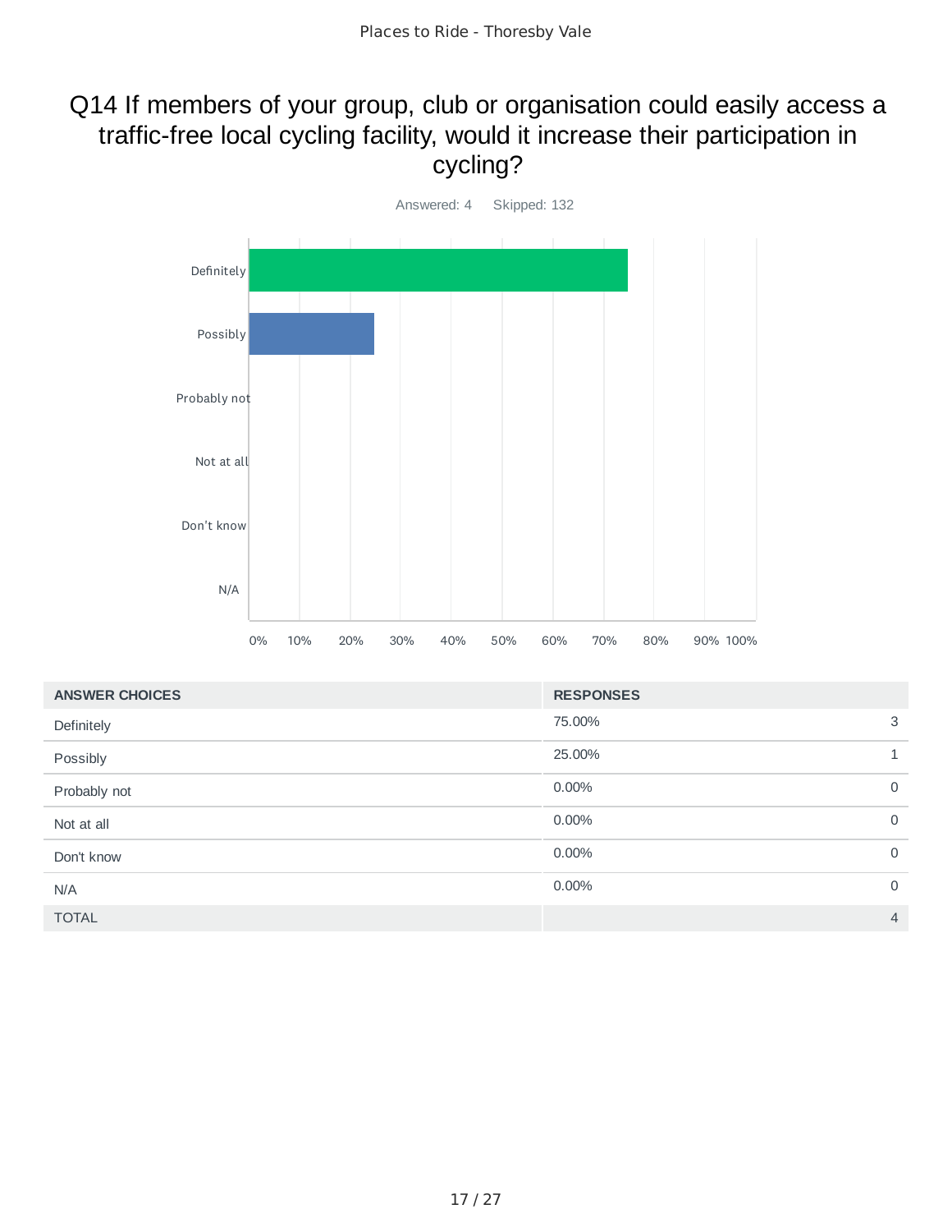# Q14 If members of your group, club or organisation could easily access a traffic-free local cycling facility, would it increase their participation in cycling?

Answered: 4 Skipped: 132

| ANSWER CHOICES | RESPONSES | |
|---|---|---|
| Definitely | 75.00% | 3 |
| Possibly | 25.00% | 1 |
| Probably not | 0.00% | 0 |
| Not at all | 0.00% | 0 |
| Don't know | 0.00% | 0 |
| N/A | 0.00% | 0 |
| TOTAL | | 4 |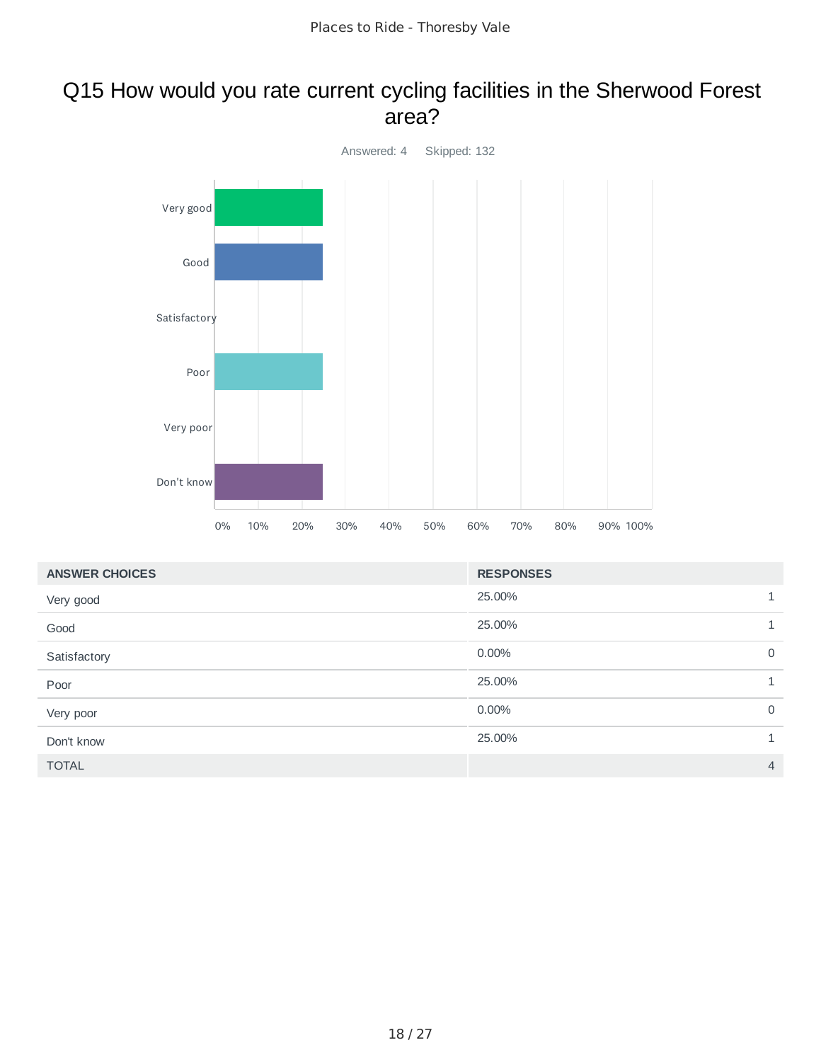# Q15 How would you rate current cycling facilities in the Sherwood Forest area?

Answered: 4    Skipped: 132

| ANSWER CHOICES | RESPONSES | |
|---|---|---|
| Very good | 25.00% | 1 |
| Good | 25.00% | 1 |
| Satisfactory | 0.00% | 0 |
| Poor | 25.00% | 1 |
| Very poor | 0.00% | 0 |
| Don't know | 25.00% | 1 |
| TOTAL | | 4 |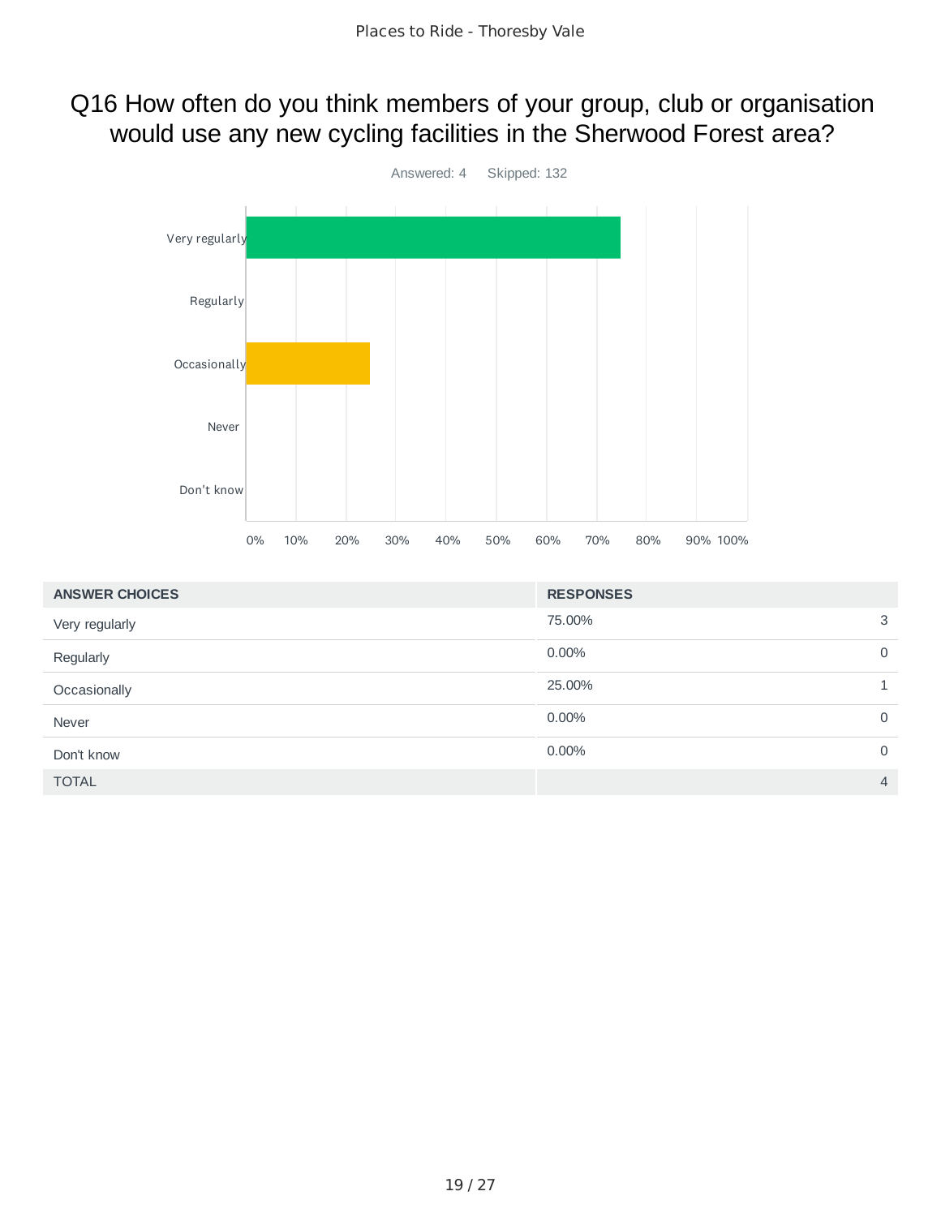# Q16 How often do you think members of your group, club or organisation would use any new cycling facilities in the Sherwood Forest area?

Answered: 4 Skipped: 132

| ANSWER CHOICES | RESPONSES | |
|---|---|---|
| Very regularly | 75.00% | 3 |
| Regularly | 0.00% | 0 |
| Occasionally | 25.00% | 1 |
| Never | 0.00% | 0 |
| Don't know | 0.00% | 0 |
| TOTAL | | 4 |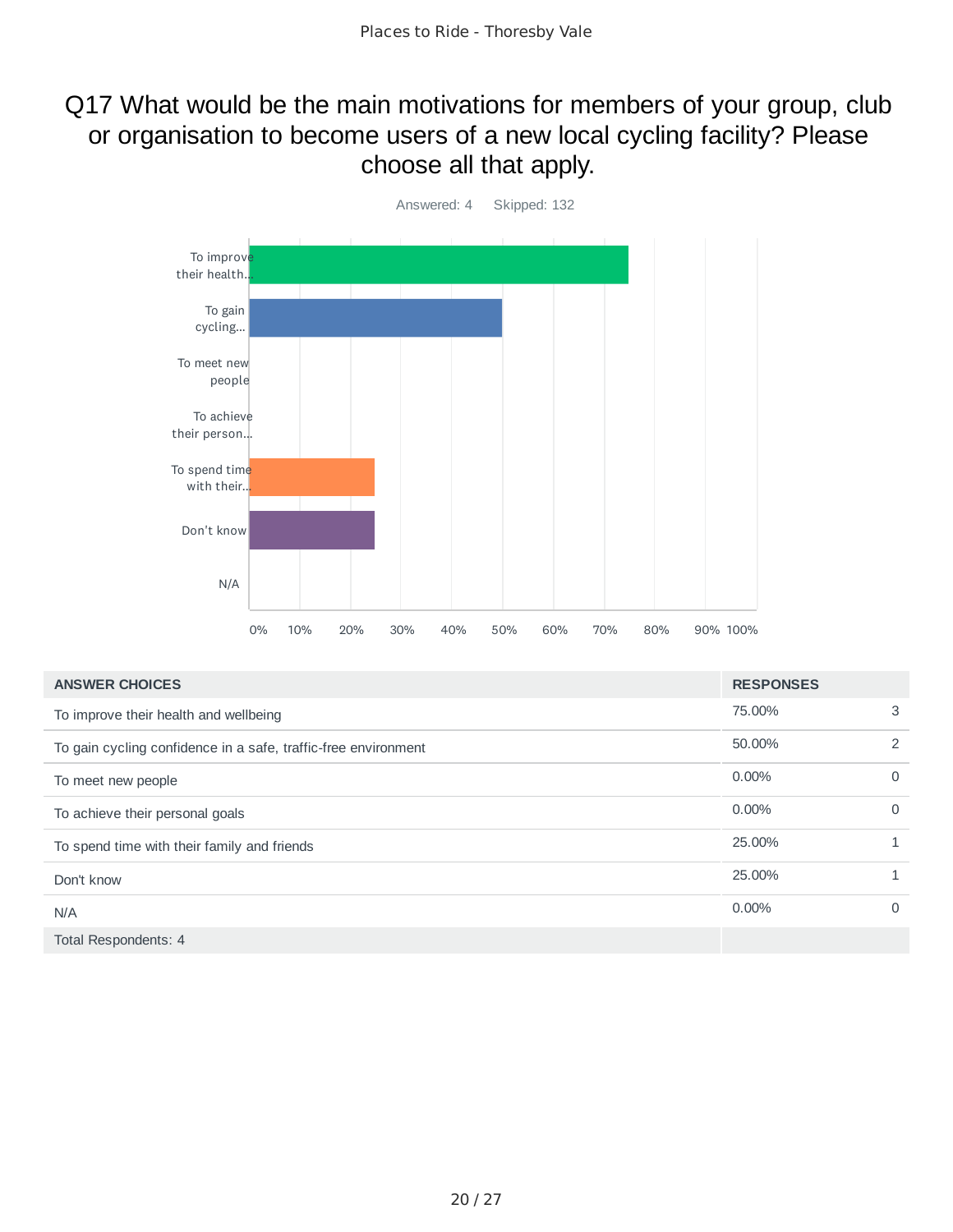# Q17 What would be the main motivations for members of your group, club or organisation to become users of a new local cycling facility? Please choose all that apply.

Answered: 4 Skipped: 132

| ANSWER CHOICES | RESPONSES | |
|---|---|---|
| To improve their health and wellbeing | 75.00% | 3 |
| To gain cycling confidence in a safe, traffic-free environment | 50.00% | 2 |
| To meet new people | 0.00% | 0 |
| To achieve their personal goals | 0.00% | 0 |
| To spend time with their family and friends | 25.00% | 1 |
| Don't know | 25.00% | 1 |
| N/A | 0.00% | 0 |
| Total Respondents: 4 | | |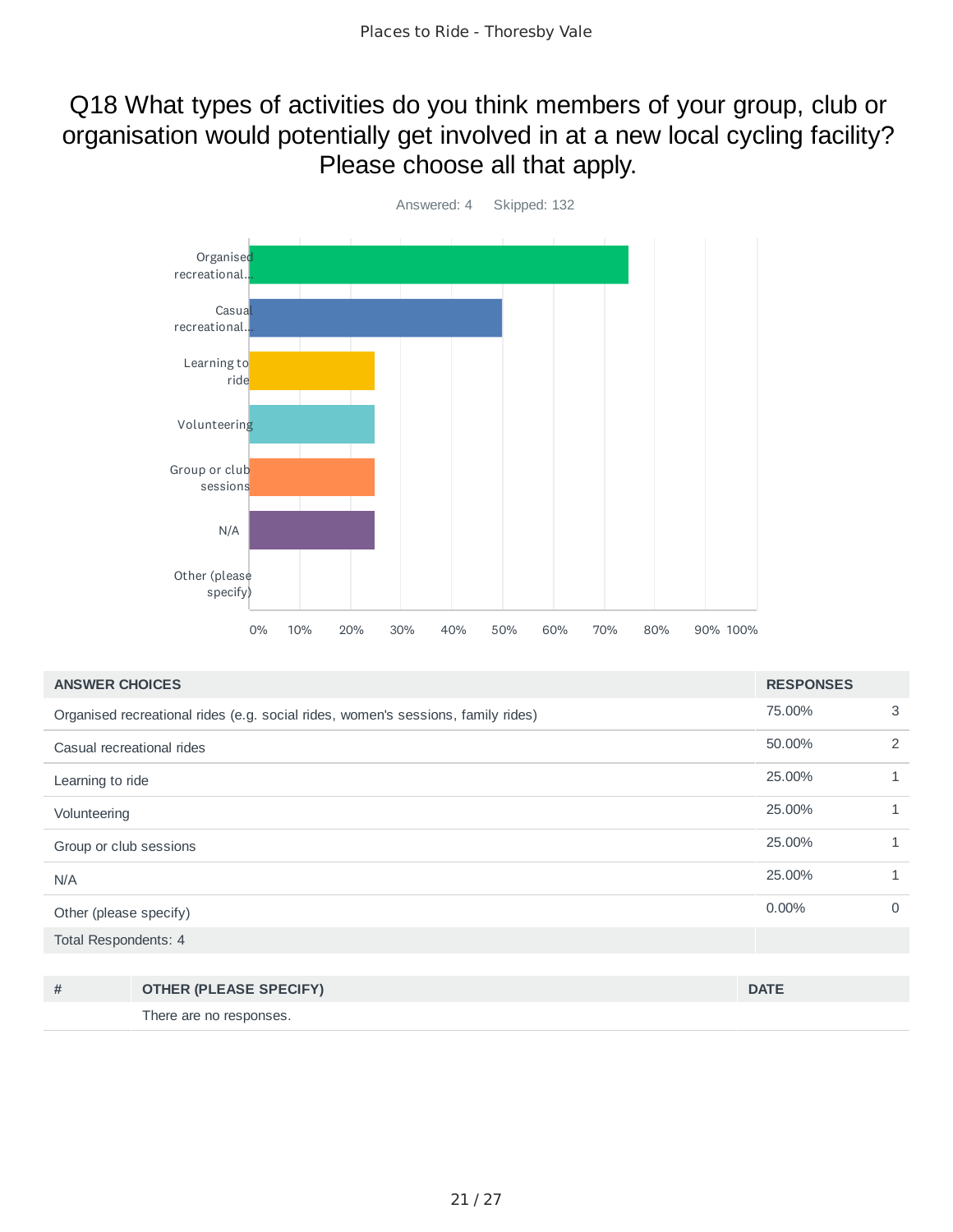# Q18 What types of activities do you think members of your group, club or organisation would potentially get involved in at a new local cycling facility? Please choose all that apply.

Answered: 4 Skipped: 132

| ANSWER CHOICES | RESPONSES | |
|---|---|---|
| Organised recreational rides (e.g. social rides, women's sessions, family rides) | 75.00% | 3 |
| Casual recreational rides | 50.00% | 2 |
| Learning to ride | 25.00% | 1 |
| Volunteering | 25.00% | 1 |
| Group or club sessions | 25.00% | 1 |
| N/A | 25.00% | 1 |
| Other (please specify) | 0.00% | 0 |
| Total Respondents: 4 | | |

| # | OTHER (PLEASE SPECIFY) | DATE |
|---|---|---|
| | There are no responses. | |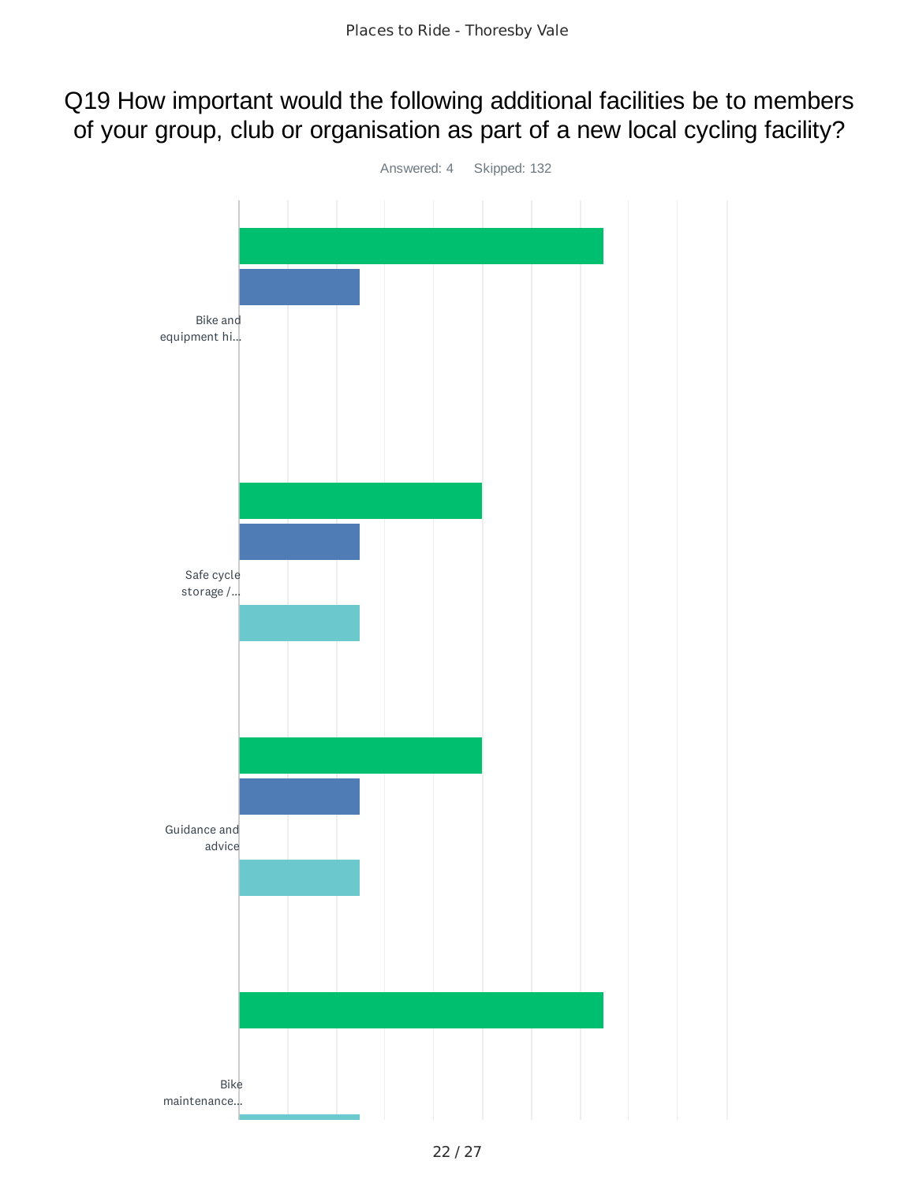# Q19 How important would the following additional facilities be to members of your group, club or organisation as part of a new local cycling facility?

Answered: 4 Skipped: 132

Bike and equipment hi...

Safe cycle storage /...

Guidance and advice

Bike maintenance...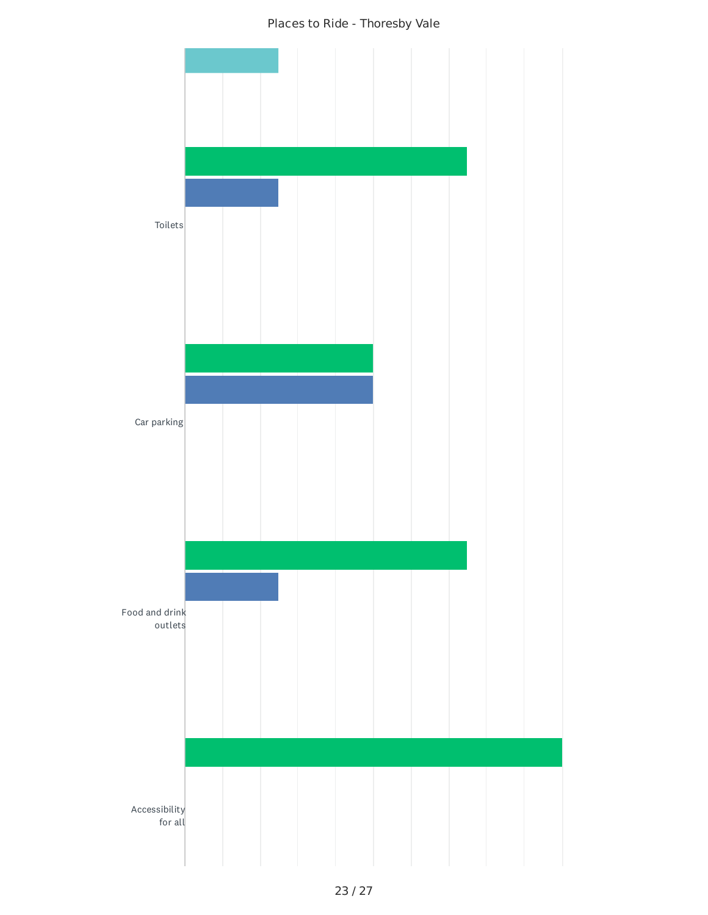Places to Ride - Thoresby Vale

Toilets

Car parking

Food and drink outlets

Accessibility for all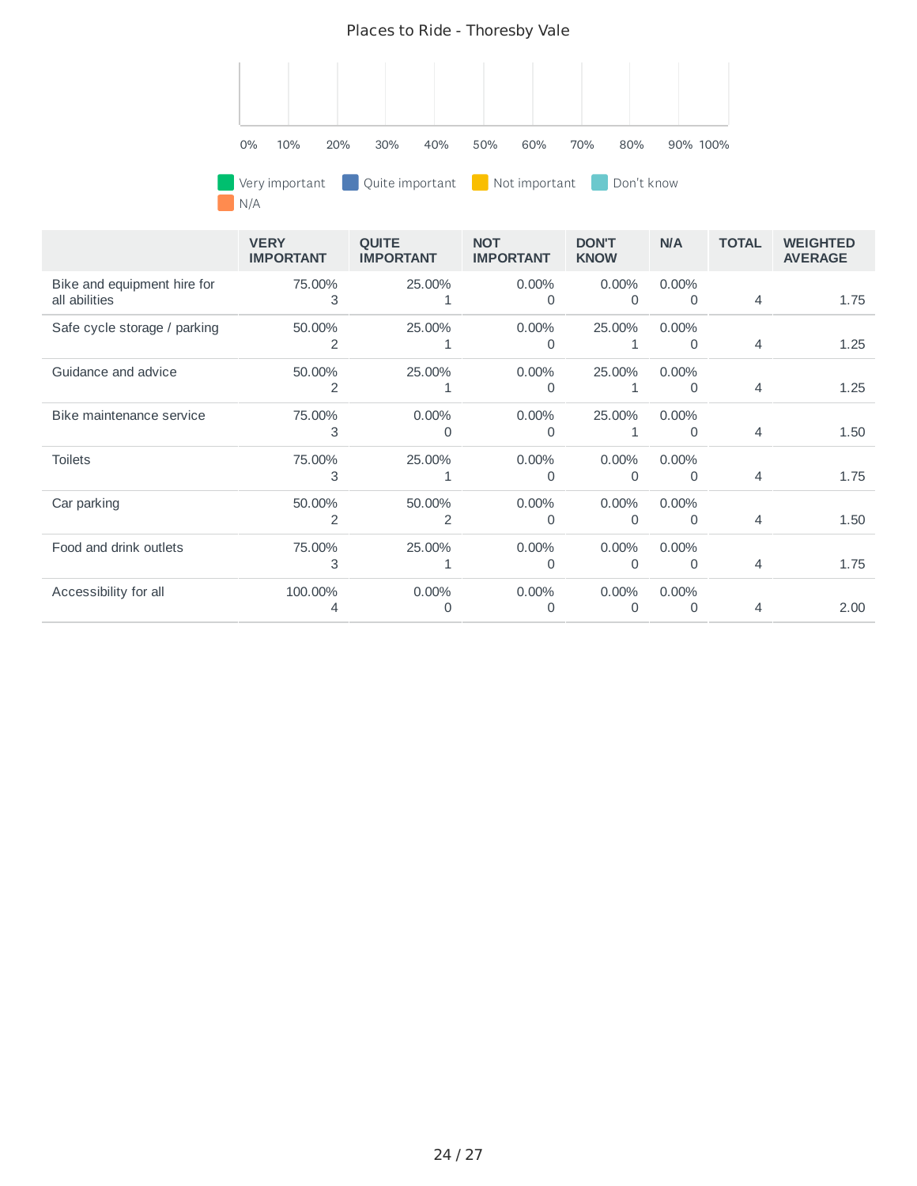## Places to Ride - Thoresby Vale

0% 10% 20% 30% 40% 50% 60% 70% 80% 90% 100%

Very important | Quite important | Not important | Don't know | N/A

| | VERY IMPORTANT | QUITE IMPORTANT | NOT IMPORTANT | DON'T KNOW | N/A | TOTAL | WEIGHTED AVERAGE |
|---|---|---|---|---|---|---|---|
| Bike and equipment hire for all abilities | 75.00% 3 | 25.00% 1 | 0.00% 0 | 0.00% 0 | 0.00% 0 | 4 | 1.75 |
| Safe cycle storage / parking | 50.00% 2 | 25.00% 1 | 0.00% 0 | 25.00% 1 | 0.00% 0 | 4 | 1.25 |
| Guidance and advice | 50.00% 2 | 25.00% 1 | 0.00% 0 | 25.00% 1 | 0.00% 0 | 4 | 1.25 |
| Bike maintenance service | 75.00% 3 | 0.00% 0 | 0.00% 0 | 25.00% 1 | 0.00% 0 | 4 | 1.50 |
| Toilets | 75.00% 3 | 25.00% 1 | 0.00% 0 | 0.00% 0 | 0.00% 0 | 4 | 1.75 |
| Car parking | 50.00% 2 | 50.00% 2 | 0.00% 0 | 0.00% 0 | 0.00% 0 | 4 | 1.50 |
| Food and drink outlets | 75.00% 3 | 25.00% 1 | 0.00% 0 | 0.00% 0 | 0.00% 0 | 4 | 1.75 |
| Accessibility for all | 100.00% 4 | 0.00% 0 | 0.00% 0 | 0.00% 0 | 0.00% 0 | 4 | 2.00 |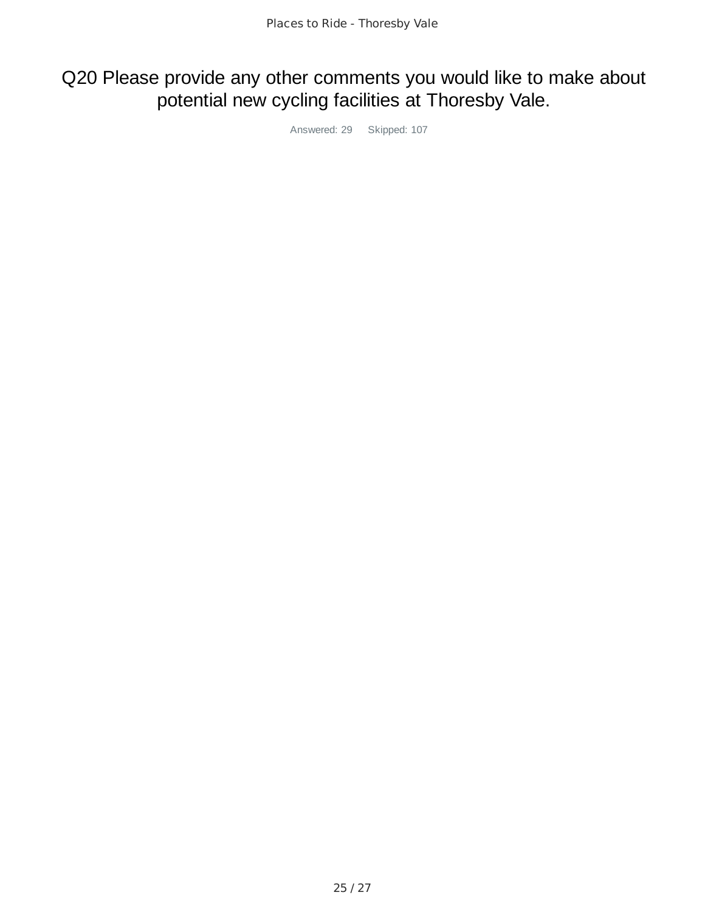## Q20 Please provide any other comments you would like to make about potential new cycling facilities at Thoresby Vale.

Answered: 29 Skipped: 107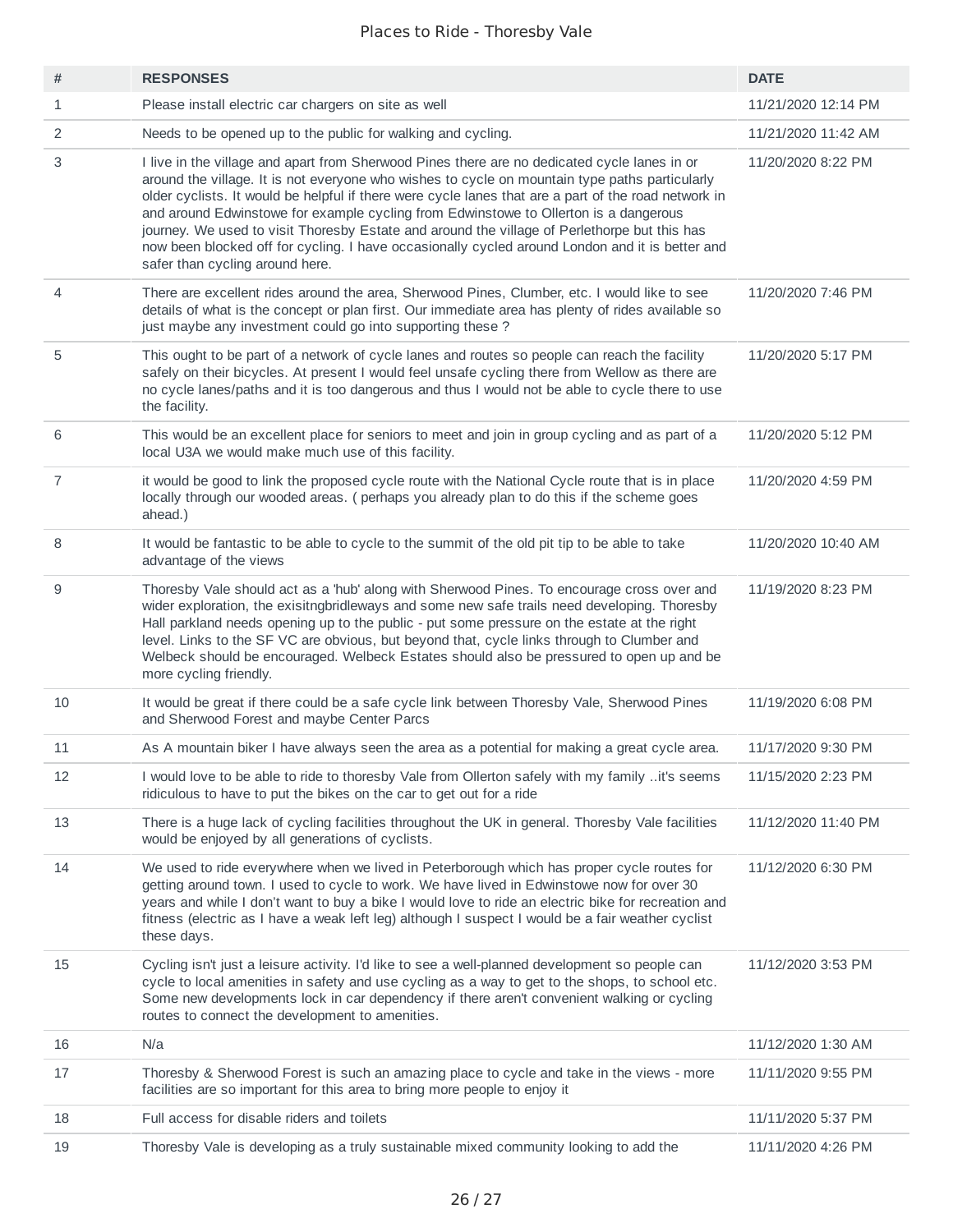# Places to Ride - Thoresby Vale

| # | RESPONSES | DATE |
|---|---|---|
| 1 | Please install electric car chargers on site as well | 11/21/2020 12:14 PM |
| 2 | Needs to be opened up to the public for walking and cycling. | 11/21/2020 11:42 AM |
| 3 | I live in the village and apart from Sherwood Pines there are no dedicated cycle lanes in or around the village. It is not everyone who wishes to cycle on mountain type paths particularly older cyclists. It would be helpful if there were cycle lanes that are a part of the road network in and around Edwinstowe for example cycling from Edwinstowe to Ollerton is a dangerous journey. We used to visit Thoresby Estate and around the village of Perlethorpe but this has now been blocked off for cycling. I have occasionally cycled around London and it is better and safer than cycling around here. | 11/20/2020 8:22 PM |
| 4 | There are excellent rides around the area, Sherwood Pines, Clumber, etc. I would like to see details of what is the concept or plan first. Our immediate area has plenty of rides available so just maybe any investment could go into supporting these ? | 11/20/2020 7:46 PM |
| 5 | This ought to be part of a network of cycle lanes and routes so people can reach the facility safely on their bicycles. At present I would feel unsafe cycling there from Wellow as there are no cycle lanes/paths and it is too dangerous and thus I would not be able to cycle there to use the facility. | 11/20/2020 5:17 PM |
| 6 | This would be an excellent place for seniors to meet and join in group cycling and as part of a local U3A we would make much use of this facility. | 11/20/2020 5:12 PM |
| 7 | it would be good to link the proposed cycle route with the National Cycle route that is in place locally through our wooded areas. ( perhaps you already plan to do this if the scheme goes ahead.) | 11/20/2020 4:59 PM |
| 8 | It would be fantastic to be able to cycle to the summit of the old pit tip to be able to take advantage of the views | 11/20/2020 10:40 AM |
| 9 | Thoresby Vale should act as a 'hub' along with Sherwood Pines. To encourage cross over and wider exploration, the exisitngbridleways and some new safe trails need developing. Thoresby Hall parkland needs opening up to the public - put some pressure on the estate at the right level. Links to the SF VC are obvious, but beyond that, cycle links through to Clumber and Welbeck should be encouraged. Welbeck Estates should also be pressured to open up and be more cycling friendly. | 11/19/2020 8:23 PM |
| 10 | It would be great if there could be a safe cycle link between Thoresby Vale, Sherwood Pines and Sherwood Forest and maybe Center Parcs | 11/19/2020 6:08 PM |
| 11 | As A mountain biker I have always seen the area as a potential for making a great cycle area. | 11/17/2020 9:30 PM |
| 12 | I would love to be able to ride to thoresby Vale from Ollerton safely with my family ..it's seems ridiculous to have to put the bikes on the car to get out for a ride | 11/15/2020 2:23 PM |
| 13 | There is a huge lack of cycling facilities throughout the UK in general. Thoresby Vale facilities would be enjoyed by all generations of cyclists. | 11/12/2020 11:40 PM |
| 14 | We used to ride everywhere when we lived in Peterborough which has proper cycle routes for getting around town. I used to cycle to work. We have lived in Edwinstowe now for over 30 years and while I don't want to buy a bike I would love to ride an electric bike for recreation and fitness (electric as I have a weak left leg) although I suspect I would be a fair weather cyclist these days. | 11/12/2020 6:30 PM |
| 15 | Cycling isn't just a leisure activity. I'd like to see a well-planned development so people can cycle to local amenities in safety and use cycling as a way to get to the shops, to school etc. Some new developments lock in car dependency if there aren't convenient walking or cycling routes to connect the development to amenities. | 11/12/2020 3:53 PM |
| 16 | N/a | 11/12/2020 1:30 AM |
| 17 | Thoresby & Sherwood Forest is such an amazing place to cycle and take in the views - more facilities are so important for this area to bring more people to enjoy it | 11/11/2020 9:55 PM |
| 18 | Full access for disable riders and toilets | 11/11/2020 5:37 PM |
| 19 | Thoresby Vale is developing as a truly sustainable mixed community looking to add the | 11/11/2020 4:26 PM |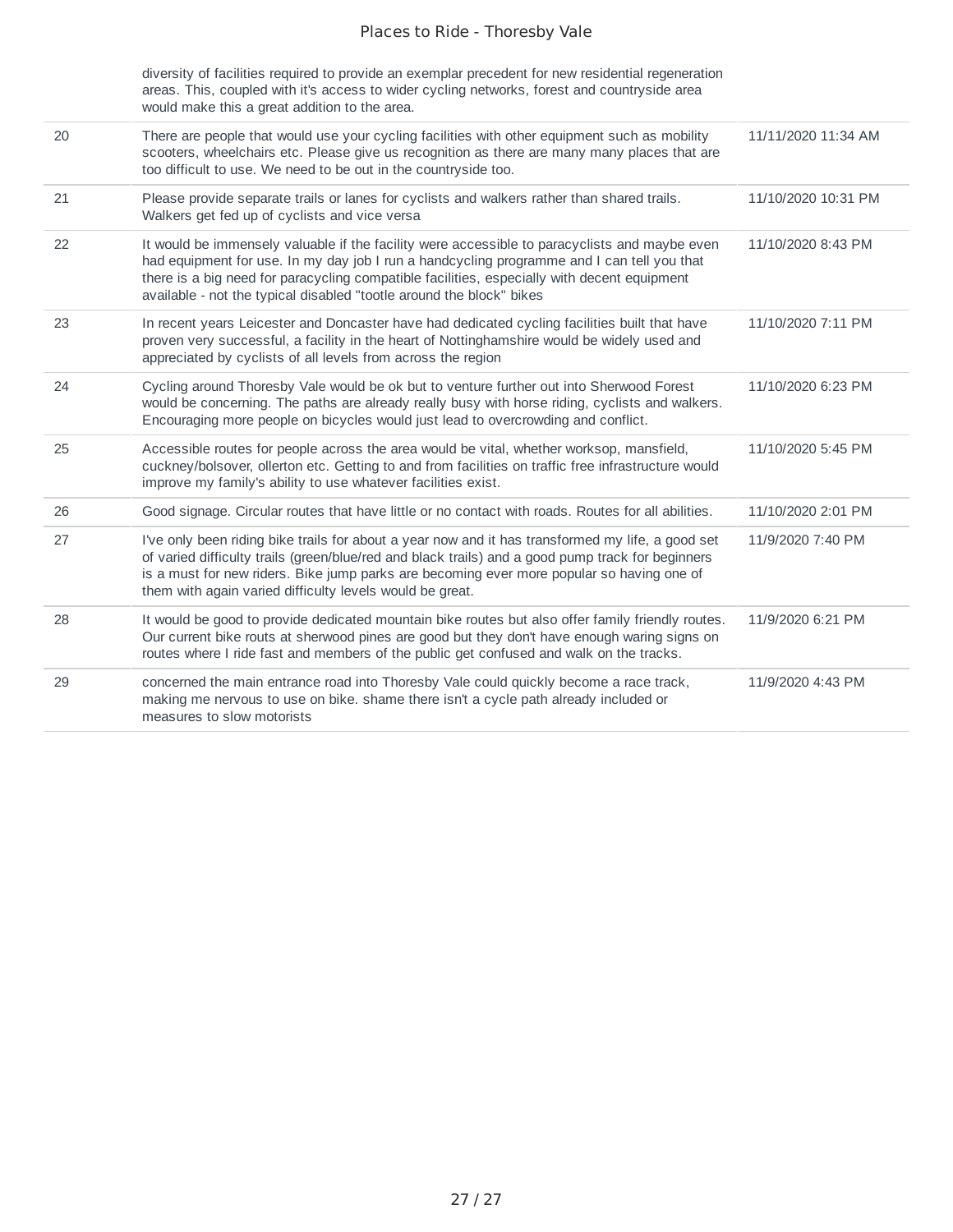| | | |
|---|---|---|
| | diversity of facilities required to provide an exemplar precedent for new residential regeneration areas. This, coupled with it's access to wider cycling networks, forest and countryside area would make this a great addition to the area. | |
| 20 | There are people that would use your cycling facilities with other equipment such as mobility scooters, wheelchairs etc. Please give us recognition as there are many many places that are too difficult to use. We need to be out in the countryside too. | 11/11/2020 11:34 AM |
| 21 | Please provide separate trails or lanes for cyclists and walkers rather than shared trails. Walkers get fed up of cyclists and vice versa | 11/10/2020 10:31 PM |
| 22 | It would be immensely valuable if the facility were accessible to paracyclists and maybe even had equipment for use. In my day job I run a handcycling programme and I can tell you that there is a big need for paracycling compatible facilities, especially with decent equipment available - not the typical disabled "tootle around the block" bikes | 11/10/2020 8:43 PM |
| 23 | In recent years Leicester and Doncaster have had dedicated cycling facilities built that have proven very successful, a facility in the heart of Nottinghamshire would be widely used and appreciated by cyclists of all levels from across the region | 11/10/2020 7:11 PM |
| 24 | Cycling around Thoresby Vale would be ok but to venture further out into Sherwood Forest would be concerning. The paths are already really busy with horse riding, cyclists and walkers. Encouraging more people on bicycles would just lead to overcrowding and conflict. | 11/10/2020 6:23 PM |
| 25 | Accessible routes for people across the area would be vital, whether worksop, mansfield, cuckney/bolsover, ollerton etc. Getting to and from facilities on traffic free infrastructure would improve my family's ability to use whatever facilities exist. | 11/10/2020 5:45 PM |
| 26 | Good signage. Circular routes that have little or no contact with roads. Routes for all abilities. | 11/10/2020 2:01 PM |
| 27 | I've only been riding bike trails for about a year now and it has transformed my life, a good set of varied difficulty trails (green/blue/red and black trails) and a good pump track for beginners is a must for new riders. Bike jump parks are becoming ever more popular so having one of them with again varied difficulty levels would be great. | 11/9/2020 7:40 PM |
| 28 | It would be good to provide dedicated mountain bike routes but also offer family friendly routes. Our current bike routs at sherwood pines are good but they don't have enough waring signs on routes where I ride fast and members of the public get confused and walk on the tracks. | 11/9/2020 6:21 PM |
| 29 | concerned the main entrance road into Thoresby Vale could quickly become a race track, making me nervous to use on bike. shame there isn't a cycle path already included or measures to slow motorists | 11/9/2020 4:43 PM |